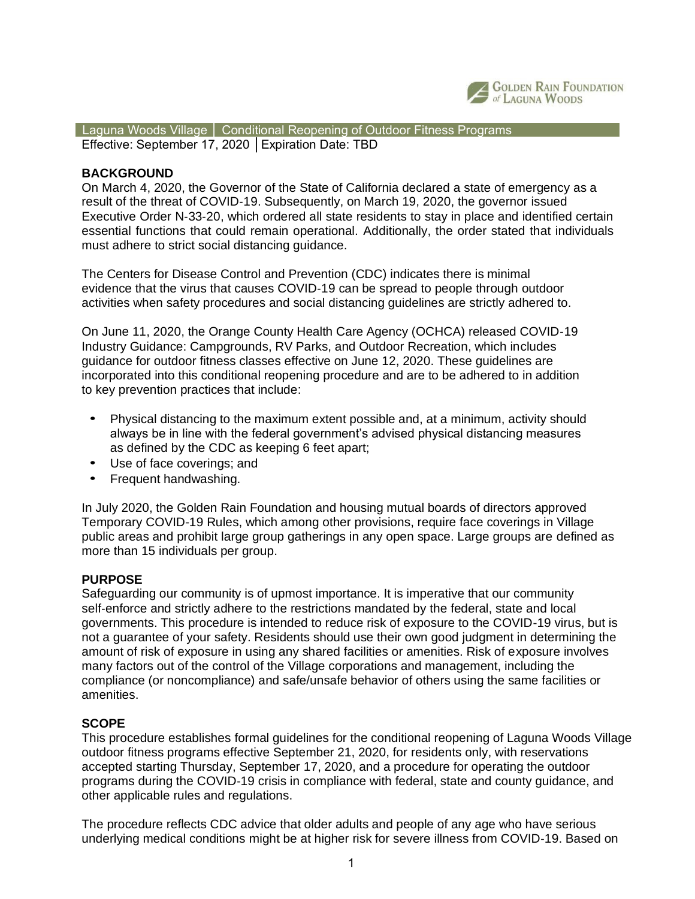Golden Rain Foundation of Laguna Woods

Laguna Woods Village | Conditional Reopening of Outdoor Fitness Programs

Effective: September 17, 2020 │Expiration Date: TBD

**BACKGROUND**

On March 4, 2020, the Governor of the State of California declared a state of emergency as a result of the threat of COVID-19. Subsequently, on March 19, 2020, the governor issued Executive Order N-33-20, which ordered all state residents to stay in place and identified certain essential functions that could remain operational. Additionally, the order stated that individuals must adhere to strict social distancing guidance.

The Centers for Disease Control and Prevention (CDC) indicates there is minimal evidence that the virus that causes COVID-19 can be spread to people through outdoor activities when safety procedures and social distancing guidelines are strictly adhered to.

On June 11, 2020, the Orange County Health Care Agency (OCHCA) released COVID-19 Industry Guidance: Campgrounds, RV Parks, and Outdoor Recreation, which includes guidance for outdoor fitness classes effective on June 12, 2020. These guidelines are incorporated into this conditional reopening procedure and are to be adhered to in addition to key prevention practices that include:

- Physical distancing to the maximum extent possible and, at a minimum, activity should always be in line with the federal government's advised physical distancing measures as defined by the CDC as keeping 6 feet apart;
- Use of face coverings; and
- Frequent handwashing.

In July 2020, the Golden Rain Foundation and housing mutual boards of directors approved Temporary COVID-19 Rules, which among other provisions, require face coverings in Village public areas and prohibit large group gatherings in any open space. Large groups are defined as more than 15 individuals per group.

**PURPOSE**

Safeguarding our community is of upmost importance. It is imperative that our community self-enforce and strictly adhere to the restrictions mandated by the federal, state and local governments. This procedure is intended to reduce risk of exposure to the COVID-19 virus, but is not a guarantee of your safety. Residents should use their own good judgment in determining the amount of risk of exposure in using any shared facilities or amenities. Risk of exposure involves many factors out of the control of the Village corporations and management, including the compliance (or noncompliance) and safe/unsafe behavior of others using the same facilities or amenities.

**SCOPE**

This procedure establishes formal guidelines for the conditional reopening of Laguna Woods Village outdoor fitness programs effective September 21, 2020, for residents only, with reservations accepted starting Thursday, September 17, 2020, and a procedure for operating the outdoor programs during the COVID-19 crisis in compliance with federal, state and county guidance, and other applicable rules and regulations.

The procedure reflects CDC advice that older adults and people of any age who have serious underlying medical conditions might be at higher risk for severe illness from COVID-19. Based on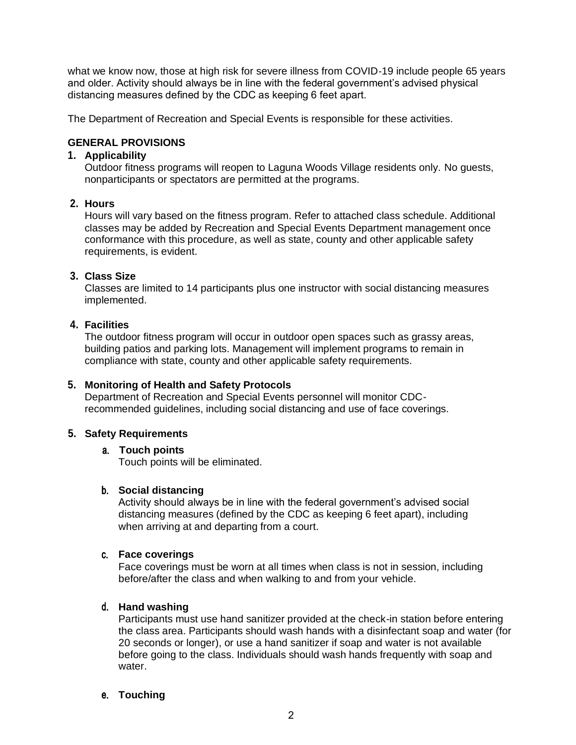what we know now, those at high risk for severe illness from COVID-19 include people 65 years and older. Activity should always be in line with the federal government's advised physical distancing measures defined by the CDC as keeping 6 feet apart.

The Department of Recreation and Special Events is responsible for these activities.

**GENERAL PROVISIONS**

1. **Applicability**
   Outdoor fitness programs will reopen to Laguna Woods Village residents only. No guests, nonparticipants or spectators are permitted at the programs.

2. **Hours**
   Hours will vary based on the fitness program. Refer to attached class schedule. Additional classes may be added by Recreation and Special Events Department management once conformance with this procedure, as well as state, county and other applicable safety requirements, is evident.

3. **Class Size**
   Classes are limited to 14 participants plus one instructor with social distancing measures implemented.

4. **Facilities**
   The outdoor fitness program will occur in outdoor open spaces such as grassy areas, building patios and parking lots. Management will implement programs to remain in compliance with state, county and other applicable safety requirements.

5. **Monitoring of Health and Safety Protocols**
   Department of Recreation and Special Events personnel will monitor CDC-recommended guidelines, including social distancing and use of face coverings.

5. **Safety Requirements**

   a. **Touch points**
      Touch points will be eliminated.

   b. **Social distancing**
      Activity should always be in line with the federal government's advised social distancing measures (defined by the CDC as keeping 6 feet apart), including when arriving at and departing from a court.

   c. **Face coverings**
      Face coverings must be worn at all times when class is not in session, including before/after the class and when walking to and from your vehicle.

   d. **Hand washing**
      Participants must use hand sanitizer provided at the check-in station before entering the class area. Participants should wash hands with a disinfectant soap and water (for 20 seconds or longer), or use a hand sanitizer if soap and water is not available before going to the class. Individuals should wash hands frequently with soap and water.

   e. **Touching**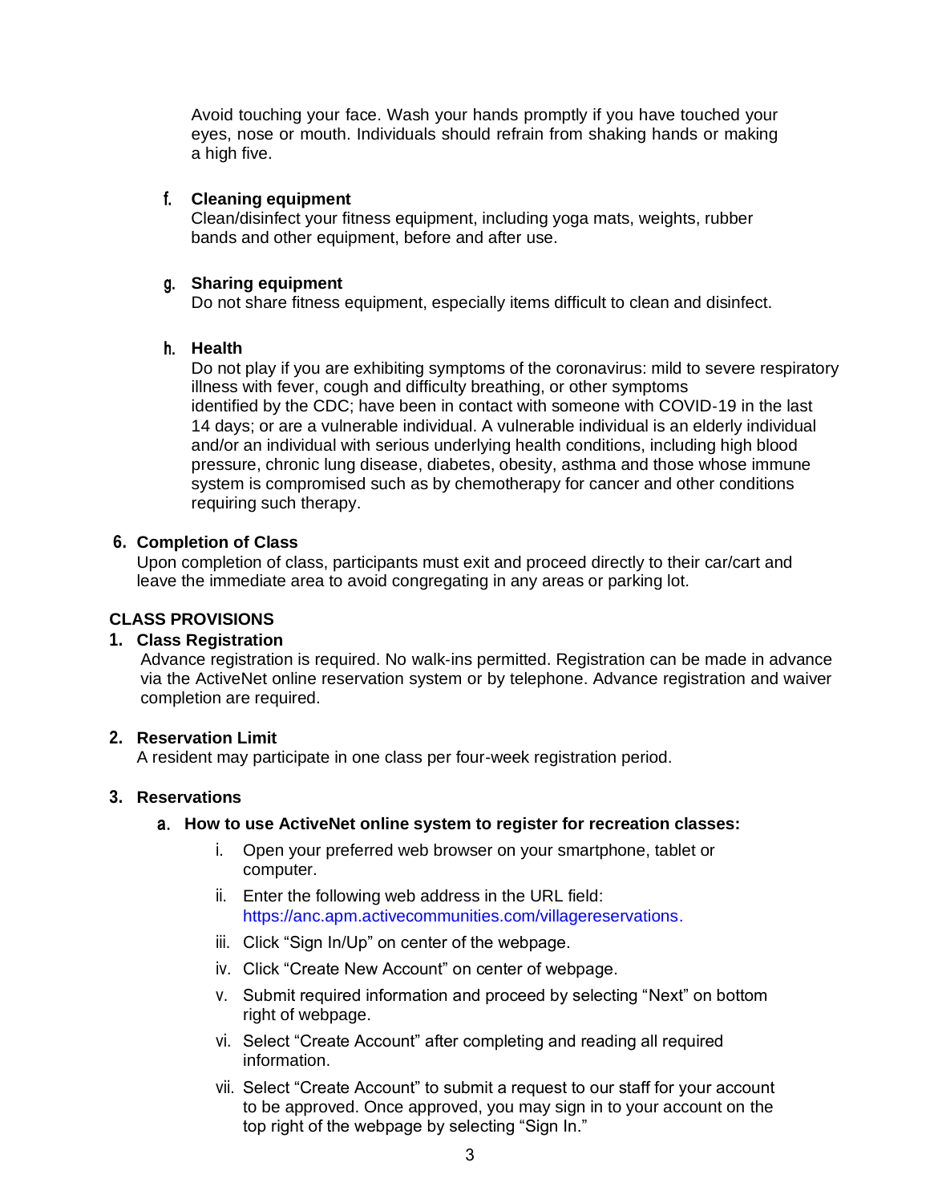Avoid touching your face. Wash your hands promptly if you have touched your eyes, nose or mouth. Individuals should refrain from shaking hands or making a high five.

f. **Cleaning equipment**
Clean/disinfect your fitness equipment, including yoga mats, weights, rubber bands and other equipment, before and after use.

g. **Sharing equipment**
Do not share fitness equipment, especially items difficult to clean and disinfect.

h. **Health**
Do not play if you are exhibiting symptoms of the coronavirus: mild to severe respiratory illness with fever, cough and difficulty breathing, or other symptoms identified by the CDC; have been in contact with someone with COVID-19 in the last 14 days; or are a vulnerable individual. A vulnerable individual is an elderly individual and/or an individual with serious underlying health conditions, including high blood pressure, chronic lung disease, diabetes, obesity, asthma and those whose immune system is compromised such as by chemotherapy for cancer and other conditions requiring such therapy.

6. **Completion of Class**
Upon completion of class, participants must exit and proceed directly to their car/cart and leave the immediate area to avoid congregating in any areas or parking lot.

**CLASS PROVISIONS**

1. **Class Registration**
Advance registration is required. No walk-ins permitted. Registration can be made in advance via the ActiveNet online reservation system or by telephone. Advance registration and waiver completion are required.

2. **Reservation Limit**
A resident may participate in one class per four-week registration period.

3. **Reservations**

   a. **How to use ActiveNet online system to register for recreation classes:**

      i. Open your preferred web browser on your smartphone, tablet or computer.
      ii. Enter the following web address in the URL field: https://anc.apm.activecommunities.com/villagereservations.
      iii. Click "Sign In/Up" on center of the webpage.
      iv. Click "Create New Account" on center of webpage.
      v. Submit required information and proceed by selecting "Next" on bottom right of webpage.
      vi. Select "Create Account" after completing and reading all required information.
      vii. Select "Create Account" to submit a request to our staff for your account to be approved. Once approved, you may sign in to your account on the top right of the webpage by selecting "Sign In."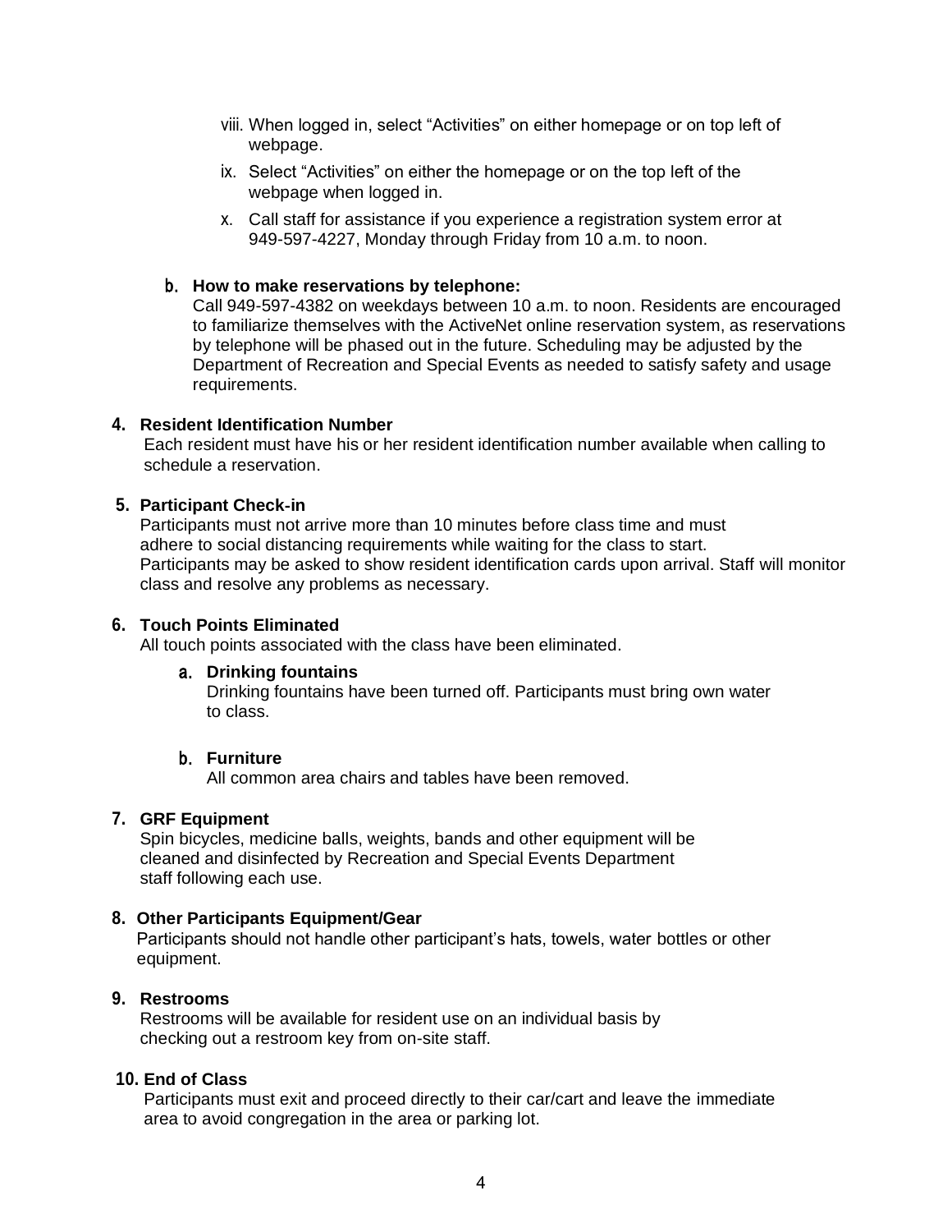viii. When logged in, select "Activities" on either homepage or on top left of webpage.

ix. Select "Activities" on either the homepage or on the top left of the webpage when logged in.

x. Call staff for assistance if you experience a registration system error at 949-597-4227, Monday through Friday from 10 a.m. to noon.

b. **How to make reservations by telephone:**
Call 949-597-4382 on weekdays between 10 a.m. to noon. Residents are encouraged to familiarize themselves with the ActiveNet online reservation system, as reservations by telephone will be phased out in the future. Scheduling may be adjusted by the Department of Recreation and Special Events as needed to satisfy safety and usage requirements.

**4. Resident Identification Number**

Each resident must have his or her resident identification number available when calling to schedule a reservation.

**5. Participant Check-in**

Participants must not arrive more than 10 minutes before class time and must adhere to social distancing requirements while waiting for the class to start. Participants may be asked to show resident identification cards upon arrival. Staff will monitor class and resolve any problems as necessary.

**6. Touch Points Eliminated**

All touch points associated with the class have been eliminated.

a. **Drinking fountains**
Drinking fountains have been turned off. Participants must bring own water to class.

b. **Furniture**
All common area chairs and tables have been removed.

**7. GRF Equipment**

Spin bicycles, medicine balls, weights, bands and other equipment will be cleaned and disinfected by Recreation and Special Events Department staff following each use.

**8. Other Participants Equipment/Gear**

Participants should not handle other participant's hats, towels, water bottles or other equipment.

**9. Restrooms**

Restrooms will be available for resident use on an individual basis by checking out a restroom key from on-site staff.

**10. End of Class**

Participants must exit and proceed directly to their car/cart and leave the immediate area to avoid congregation in the area or parking lot.